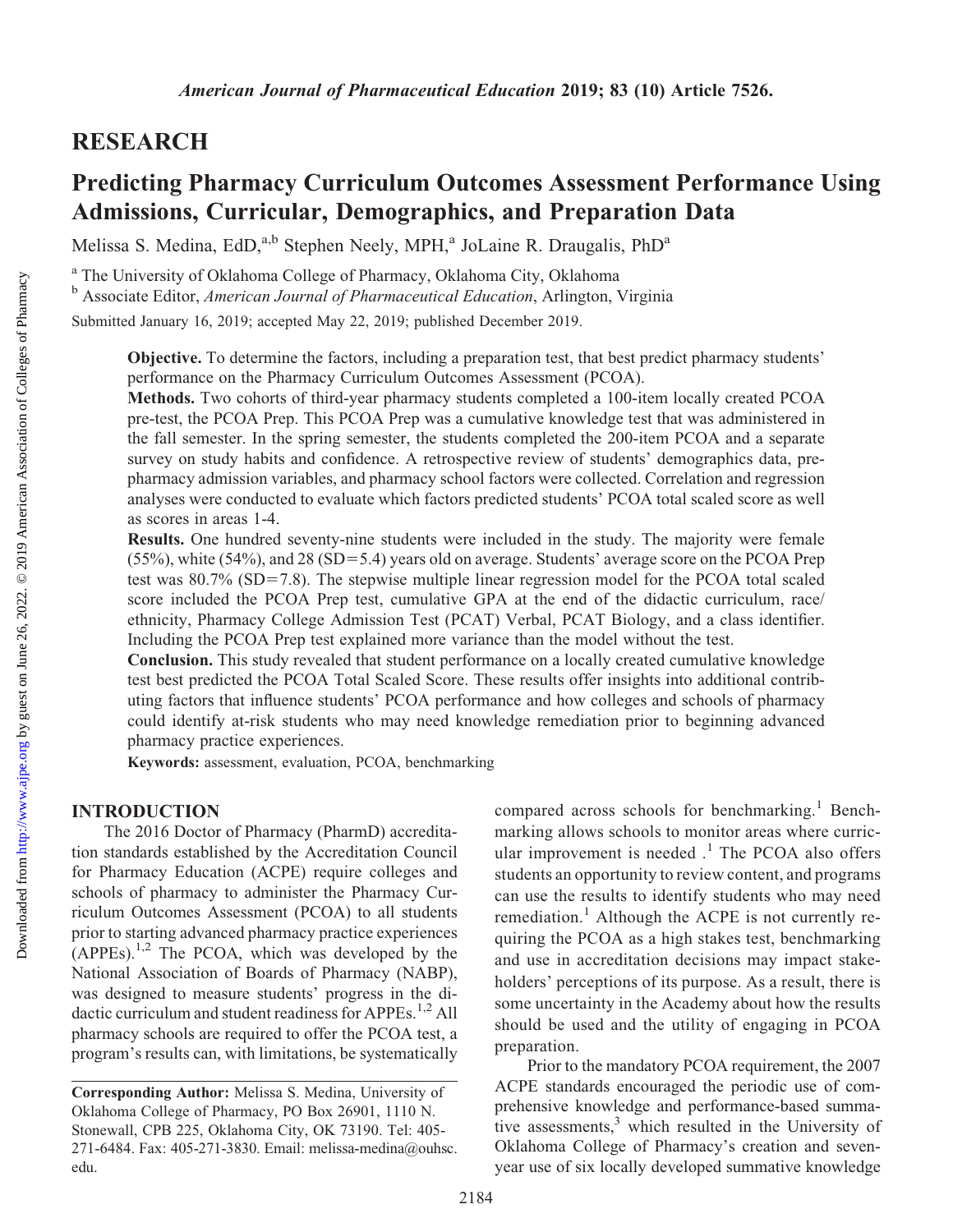## RESEARCH

# Predicting Pharmacy Curriculum Outcomes Assessment Performance Using Admissions, Curricular, Demographics, and Preparation Data

Melissa S. Medina, EdD,[a,b] Stephen Neely, MPH,[a] JoLaine R. Draugalis, PhD[a]

[a] The University of Oklahoma College of Pharmacy, Oklahoma City, Oklahoma

[b] Associate Editor, *American Journal of Pharmaceutical Education*, Arlington, Virginia

Submitted January 16, 2019; accepted May 22, 2019; published December 2019.

**Objective.** To determine the factors, including a preparation test, that best predict pharmacy students' performance on the Pharmacy Curriculum Outcomes Assessment (PCOA).

**Methods.** Two cohorts of third-year pharmacy students completed a 100-item locally created PCOA pre-test, the PCOA Prep. This PCOA Prep was a cumulative knowledge test that was administered in the fall semester. In the spring semester, the students completed the 200-item PCOA and a separate survey on study habits and confidence. A retrospective review of students' demographics data, pre-pharmacy admission variables, and pharmacy school factors were collected. Correlation and regression analyses were conducted to evaluate which factors predicted students' PCOA total scaled score as well as scores in areas 1-4.

**Results.** One hundred seventy-nine students were included in the study. The majority were female (55%), white (54%), and 28 (SD=5.4) years old on average. Students' average score on the PCOA Prep test was 80.7% (SD=7.8). The stepwise multiple linear regression model for the PCOA total scaled score included the PCOA Prep test, cumulative GPA at the end of the didactic curriculum, race/ethnicity, Pharmacy College Admission Test (PCAT) Verbal, PCAT Biology, and a class identifier. Including the PCOA Prep test explained more variance than the model without the test.

**Conclusion.** This study revealed that student performance on a locally created cumulative knowledge test best predicted the PCOA Total Scaled Score. These results offer insights into additional contributing factors that influence students' PCOA performance and how colleges and schools of pharmacy could identify at-risk students who may need knowledge remediation prior to beginning advanced pharmacy practice experiences.

**Keywords:** assessment, evaluation, PCOA, benchmarking

## INTRODUCTION

The 2016 Doctor of Pharmacy (PharmD) accreditation standards established by the Accreditation Council for Pharmacy Education (ACPE) require colleges and schools of pharmacy to administer the Pharmacy Curriculum Outcomes Assessment (PCOA) to all students prior to starting advanced pharmacy practice experiences (APPEs).[1,2] The PCOA, which was developed by the National Association of Boards of Pharmacy (NABP), was designed to measure students' progress in the didactic curriculum and student readiness for APPEs.[1,2] All pharmacy schools are required to offer the PCOA test, a program's results can, with limitations, be systematically compared across schools for benchmarking.[1] Benchmarking allows schools to monitor areas where curricular improvement is needed .[1] The PCOA also offers students an opportunity to review content, and programs can use the results to identify students who may need remediation.[1] Although the ACPE is not currently requiring the PCOA as a high stakes test, benchmarking and use in accreditation decisions may impact stakeholders' perceptions of its purpose. As a result, there is some uncertainty in the Academy about how the results should be used and the utility of engaging in PCOA preparation.

Prior to the mandatory PCOA requirement, the 2007 ACPE standards encouraged the periodic use of comprehensive knowledge and performance-based summative assessments,[3] which resulted in the University of Oklahoma College of Pharmacy's creation and seven-year use of six locally developed summative knowledge

**Corresponding Author:** Melissa S. Medina, University of Oklahoma College of Pharmacy, PO Box 26901, 1110 N. Stonewall, CPB 225, Oklahoma City, OK 73190. Tel: 405-271-6484. Fax: 405-271-3830. Email: melissa-medina@ouhsc.edu.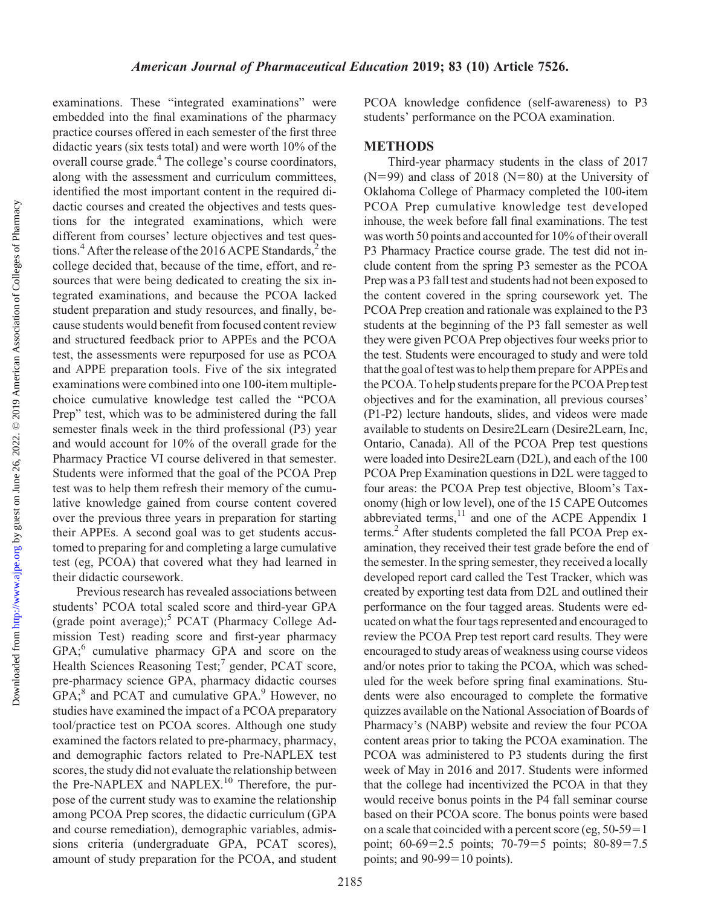examinations. These "integrated examinations" were embedded into the final examinations of the pharmacy practice courses offered in each semester of the first three didactic years (six tests total) and were worth 10% of the overall course grade.[4] The college's course coordinators, along with the assessment and curriculum committees, identified the most important content in the required didactic courses and created the objectives and tests questions for the integrated examinations, which were different from courses' lecture objectives and test questions.[4] After the release of the 2016 ACPE Standards,[2] the college decided that, because of the time, effort, and resources that were being dedicated to creating the six integrated examinations, and because the PCOA lacked student preparation and study resources, and finally, because students would benefit from focused content review and structured feedback prior to APPEs and the PCOA test, the assessments were repurposed for use as PCOA and APPE preparation tools. Five of the six integrated examinations were combined into one 100-item multiple-choice cumulative knowledge test called the "PCOA Prep" test, which was to be administered during the fall semester finals week in the third professional (P3) year and would account for 10% of the overall grade for the Pharmacy Practice VI course delivered in that semester. Students were informed that the goal of the PCOA Prep test was to help them refresh their memory of the cumulative knowledge gained from course content covered over the previous three years in preparation for starting their APPEs. A second goal was to get students accustomed to preparing for and completing a large cumulative test (eg, PCOA) that covered what they had learned in their didactic coursework.

Previous research has revealed associations between students' PCOA total scaled score and third-year GPA (grade point average);[5] PCAT (Pharmacy College Admission Test) reading score and first-year pharmacy GPA;[6] cumulative pharmacy GPA and score on the Health Sciences Reasoning Test;[7] gender, PCAT score, pre-pharmacy science GPA, pharmacy didactic courses GPA;[8] and PCAT and cumulative GPA.[9] However, no studies have examined the impact of a PCOA preparatory tool/practice test on PCOA scores. Although one study examined the factors related to pre-pharmacy, pharmacy, and demographic factors related to Pre-NAPLEX test scores, the study did not evaluate the relationship between the Pre-NAPLEX and NAPLEX.[10] Therefore, the purpose of the current study was to examine the relationship among PCOA Prep scores, the didactic curriculum (GPA and course remediation), demographic variables, admissions criteria (undergraduate GPA, PCAT scores), amount of study preparation for the PCOA, and student PCOA knowledge confidence (self-awareness) to P3 students' performance on the PCOA examination.

## METHODS

Third-year pharmacy students in the class of 2017 (N=99) and class of 2018 (N=80) at the University of Oklahoma College of Pharmacy completed the 100-item PCOA Prep cumulative knowledge test developed inhouse, the week before fall final examinations. The test was worth 50 points and accounted for 10% of their overall P3 Pharmacy Practice course grade. The test did not include content from the spring P3 semester as the PCOA Prep was a P3 fall test and students had not been exposed to the content covered in the spring coursework yet. The PCOA Prep creation and rationale was explained to the P3 students at the beginning of the P3 fall semester as well they were given PCOA Prep objectives four weeks prior to the test. Students were encouraged to study and were told that the goal of test was to help them prepare for APPEs and the PCOA. To help students prepare for the PCOA Prep test objectives and for the examination, all previous courses' (P1-P2) lecture handouts, slides, and videos were made available to students on Desire2Learn (Desire2Learn, Inc, Ontario, Canada). All of the PCOA Prep test questions were loaded into Desire2Learn (D2L), and each of the 100 PCOA Prep Examination questions in D2L were tagged to four areas: the PCOA Prep test objective, Bloom's Taxonomy (high or low level), one of the 15 CAPE Outcomes abbreviated terms,[11] and one of the ACPE Appendix 1 terms.[2] After students completed the fall PCOA Prep examination, they received their test grade before the end of the semester. In the spring semester, they received a locally developed report card called the Test Tracker, which was created by exporting test data from D2L and outlined their performance on the four tagged areas. Students were educated on what the four tags represented and encouraged to review the PCOA Prep test report card results. They were encouraged to study areas of weakness using course videos and/or notes prior to taking the PCOA, which was scheduled for the week before spring final examinations. Students were also encouraged to complete the formative quizzes available on the National Association of Boards of Pharmacy's (NABP) website and review the four PCOA content areas prior to taking the PCOA examination. The PCOA was administered to P3 students during the first week of May in 2016 and 2017. Students were informed that the college had incentivized the PCOA in that they would receive bonus points in the P4 fall seminar course based on their PCOA score. The bonus points were based on a scale that coincided with a percent score (eg, 50-59=1 point; 60-69=2.5 points; 70-79=5 points; 80-89=7.5 points; and 90-99=10 points).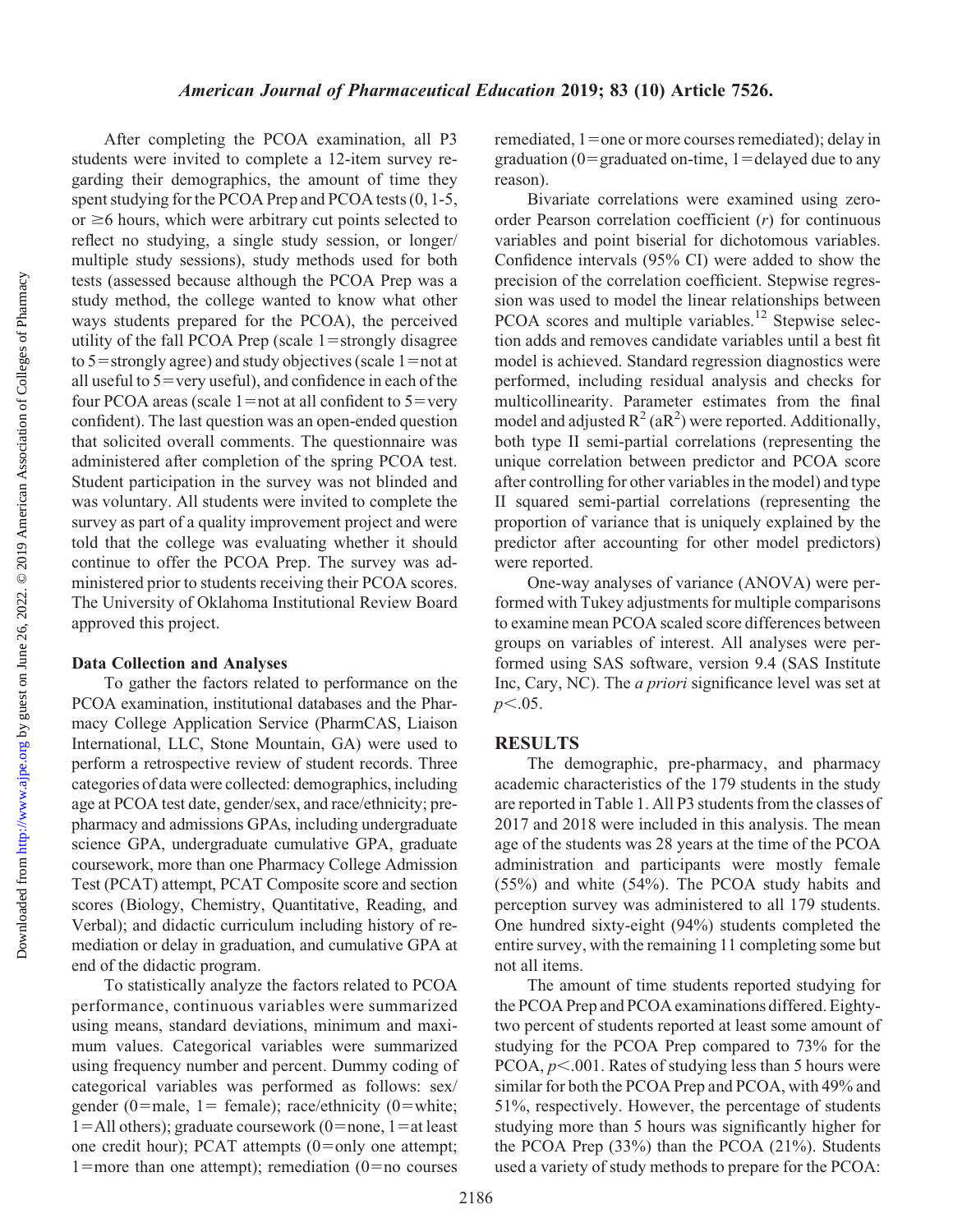After completing the PCOA examination, all P3 students were invited to complete a 12-item survey regarding their demographics, the amount of time they spent studying for the PCOA Prep and PCOA tests (0, 1-5, or ≥6 hours, which were arbitrary cut points selected to reflect no studying, a single study session, or longer/multiple study sessions), study methods used for both tests (assessed because although the PCOA Prep was a study method, the college wanted to know what other ways students prepared for the PCOA), the perceived utility of the fall PCOA Prep (scale 1=strongly disagree to 5=strongly agree) and study objectives (scale 1=not at all useful to 5=very useful), and confidence in each of the four PCOA areas (scale 1=not at all confident to 5=very confident). The last question was an open-ended question that solicited overall comments. The questionnaire was administered after completion of the spring PCOA test. Student participation in the survey was not blinded and was voluntary. All students were invited to complete the survey as part of a quality improvement project and were told that the college was evaluating whether it should continue to offer the PCOA Prep. The survey was administered prior to students receiving their PCOA scores. The University of Oklahoma Institutional Review Board approved this project.

### Data Collection and Analyses

To gather the factors related to performance on the PCOA examination, institutional databases and the Pharmacy College Application Service (PharmCAS, Liaison International, LLC, Stone Mountain, GA) were used to perform a retrospective review of student records. Three categories of data were collected: demographics, including age at PCOA test date, gender/sex, and race/ethnicity; pre-pharmacy and admissions GPAs, including undergraduate science GPA, undergraduate cumulative GPA, graduate coursework, more than one Pharmacy College Admission Test (PCAT) attempt, PCAT Composite score and section scores (Biology, Chemistry, Quantitative, Reading, and Verbal); and didactic curriculum including history of remediation or delay in graduation, and cumulative GPA at end of the didactic program.

To statistically analyze the factors related to PCOA performance, continuous variables were summarized using means, standard deviations, minimum and maximum values. Categorical variables were summarized using frequency number and percent. Dummy coding of categorical variables was performed as follows: sex/gender (0=male, 1= female); race/ethnicity (0=white; 1=All others); graduate coursework (0=none, 1=at least one credit hour); PCAT attempts (0=only one attempt; 1=more than one attempt); remediation (0=no courses remediated, 1=one or more courses remediated); delay in graduation (0=graduated on-time, 1=delayed due to any reason).

Bivariate correlations were examined using zero-order Pearson correlation coefficient ($r$) for continuous variables and point biserial for dichotomous variables. Confidence intervals (95% CI) were added to show the precision of the correlation coefficient. Stepwise regression was used to model the linear relationships between PCOA scores and multiple variables.[12] Stepwise selection adds and removes candidate variables until a best fit model is achieved. Standard regression diagnostics were performed, including residual analysis and checks for multicollinearity. Parameter estimates from the final model and adjusted $R^2$ ($aR^2$) were reported. Additionally, both type II semi-partial correlations (representing the unique correlation between predictor and PCOA score after controlling for other variables in the model) and type II squared semi-partial correlations (representing the proportion of variance that is uniquely explained by the predictor after accounting for other model predictors) were reported.

One-way analyses of variance (ANOVA) were performed with Tukey adjustments for multiple comparisons to examine mean PCOA scaled score differences between groups on variables of interest. All analyses were performed using SAS software, version 9.4 (SAS Institute Inc, Cary, NC). The *a priori* significance level was set at $p<.05$.

## RESULTS

The demographic, pre-pharmacy, and pharmacy academic characteristics of the 179 students in the study are reported in Table 1. All P3 students from the classes of 2017 and 2018 were included in this analysis. The mean age of the students was 28 years at the time of the PCOA administration and participants were mostly female (55%) and white (54%). The PCOA study habits and perception survey was administered to all 179 students. One hundred sixty-eight (94%) students completed the entire survey, with the remaining 11 completing some but not all items.

The amount of time students reported studying for the PCOA Prep and PCOA examinations differed. Eighty-two percent of students reported at least some amount of studying for the PCOA Prep compared to 73% for the PCOA, $p<.001$. Rates of studying less than 5 hours were similar for both the PCOA Prep and PCOA, with 49% and 51%, respectively. However, the percentage of students studying more than 5 hours was significantly higher for the PCOA Prep (33%) than the PCOA (21%). Students used a variety of study methods to prepare for the PCOA: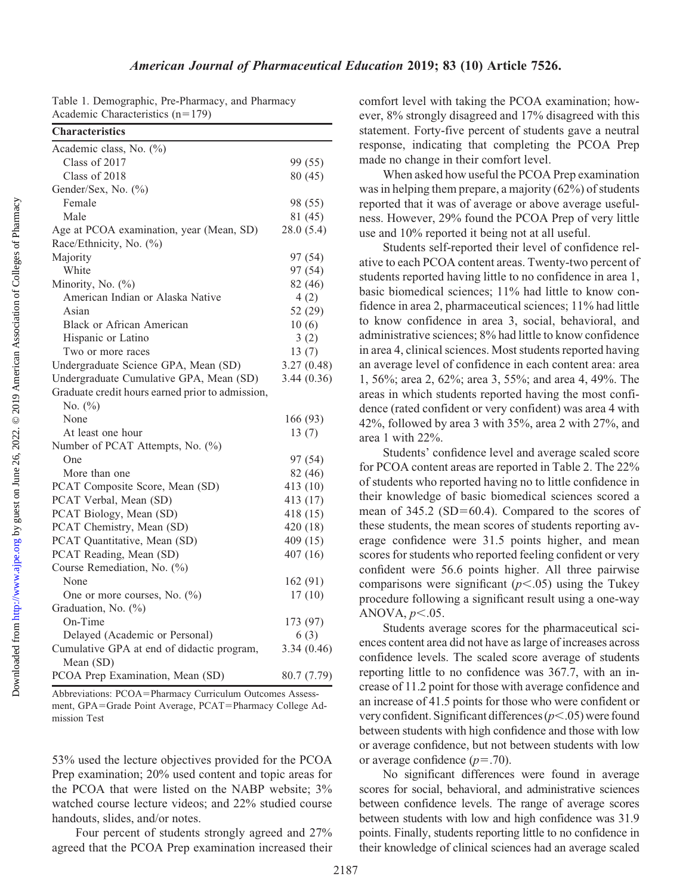Table 1. Demographic, Pre-Pharmacy, and Pharmacy Academic Characteristics (n=179)

| Characteristics | |
|---|---|
| Academic class, No. (%) | |
| Class of 2017 | 99 (55) |
| Class of 2018 | 80 (45) |
| Gender/Sex, No. (%) | |
| Female | 98 (55) |
| Male | 81 (45) |
| Age at PCOA examination, year (Mean, SD) | 28.0 (5.4) |
| Race/Ethnicity, No. (%) | |
| Majority | 97 (54) |
| White | 97 (54) |
| Minority, No. (%) | 82 (46) |
| American Indian or Alaska Native | 4 (2) |
| Asian | 52 (29) |
| Black or African American | 10 (6) |
| Hispanic or Latino | 3 (2) |
| Two or more races | 13 (7) |
| Undergraduate Science GPA, Mean (SD) | 3.27 (0.48) |
| Undergraduate Cumulative GPA, Mean (SD) | 3.44 (0.36) |
| Graduate credit hours earned prior to admission, No. (%) | |
| None | 166 (93) |
| At least one hour | 13 (7) |
| Number of PCAT Attempts, No. (%) | |
| One | 97 (54) |
| More than one | 82 (46) |
| PCAT Composite Score, Mean (SD) | 413 (10) |
| PCAT Verbal, Mean (SD) | 413 (17) |
| PCAT Biology, Mean (SD) | 418 (15) |
| PCAT Chemistry, Mean (SD) | 420 (18) |
| PCAT Quantitative, Mean (SD) | 409 (15) |
| PCAT Reading, Mean (SD) | 407 (16) |
| Course Remediation, No. (%) | |
| None | 162 (91) |
| One or more courses, No. (%) | 17 (10) |
| Graduation, No. (%) | |
| On-Time | 173 (97) |
| Delayed (Academic or Personal) | 6 (3) |
| Cumulative GPA at end of didactic program, Mean (SD) | 3.34 (0.46) |
| PCOA Prep Examination, Mean (SD) | 80.7 (7.79) |

Abbreviations: PCOA=Pharmacy Curriculum Outcomes Assessment, GPA=Grade Point Average, PCAT=Pharmacy College Admission Test

53% used the lecture objectives provided for the PCOA Prep examination; 20% used content and topic areas for the PCOA that were listed on the NABP website; 3% watched course lecture videos; and 22% studied course handouts, slides, and/or notes.

Four percent of students strongly agreed and 27% agreed that the PCOA Prep examination increased their comfort level with taking the PCOA examination; however, 8% strongly disagreed and 17% disagreed with this statement. Forty-five percent of students gave a neutral response, indicating that completing the PCOA Prep made no change in their comfort level.

When asked how useful the PCOA Prep examination was in helping them prepare, a majority (62%) of students reported that it was of average or above average usefulness. However, 29% found the PCOA Prep of very little use and 10% reported it being not at all useful.

Students self-reported their level of confidence relative to each PCOA content areas. Twenty-two percent of students reported having little to no confidence in area 1, basic biomedical sciences; 11% had little to know confidence in area 2, pharmaceutical sciences; 11% had little to know confidence in area 3, social, behavioral, and administrative sciences; 8% had little to know confidence in area 4, clinical sciences. Most students reported having an average level of confidence in each content area: area 1, 56%; area 2, 62%; area 3, 55%; and area 4, 49%. The areas in which students reported having the most confidence (rated confident or very confident) was area 4 with 42%, followed by area 3 with 35%, area 2 with 27%, and area 1 with 22%.

Students' confidence level and average scaled score for PCOA content areas are reported in Table 2. The 22% of students who reported having no to little confidence in their knowledge of basic biomedical sciences scored a mean of 345.2 (SD=60.4). Compared to the scores of these students, the mean scores of students reporting average confidence were 31.5 points higher, and mean scores for students who reported feeling confident or very confident were 56.6 points higher. All three pairwise comparisons were significant ($p<.05$) using the Tukey procedure following a significant result using a one-way ANOVA, $p<.05$.

Students average scores for the pharmaceutical sciences content area did not have as large of increases across confidence levels. The scaled score average of students reporting little to no confidence was 367.7, with an increase of 11.2 point for those with average confidence and an increase of 41.5 points for those who were confident or very confident. Significant differences ($p<.05$) were found between students with high confidence and those with low or average confidence, but not between students with low or average confidence ($p=.70$).

No significant differences were found in average scores for social, behavioral, and administrative sciences between confidence levels. The range of average scores between students with low and high confidence was 31.9 points. Finally, students reporting little to no confidence in their knowledge of clinical sciences had an average scaled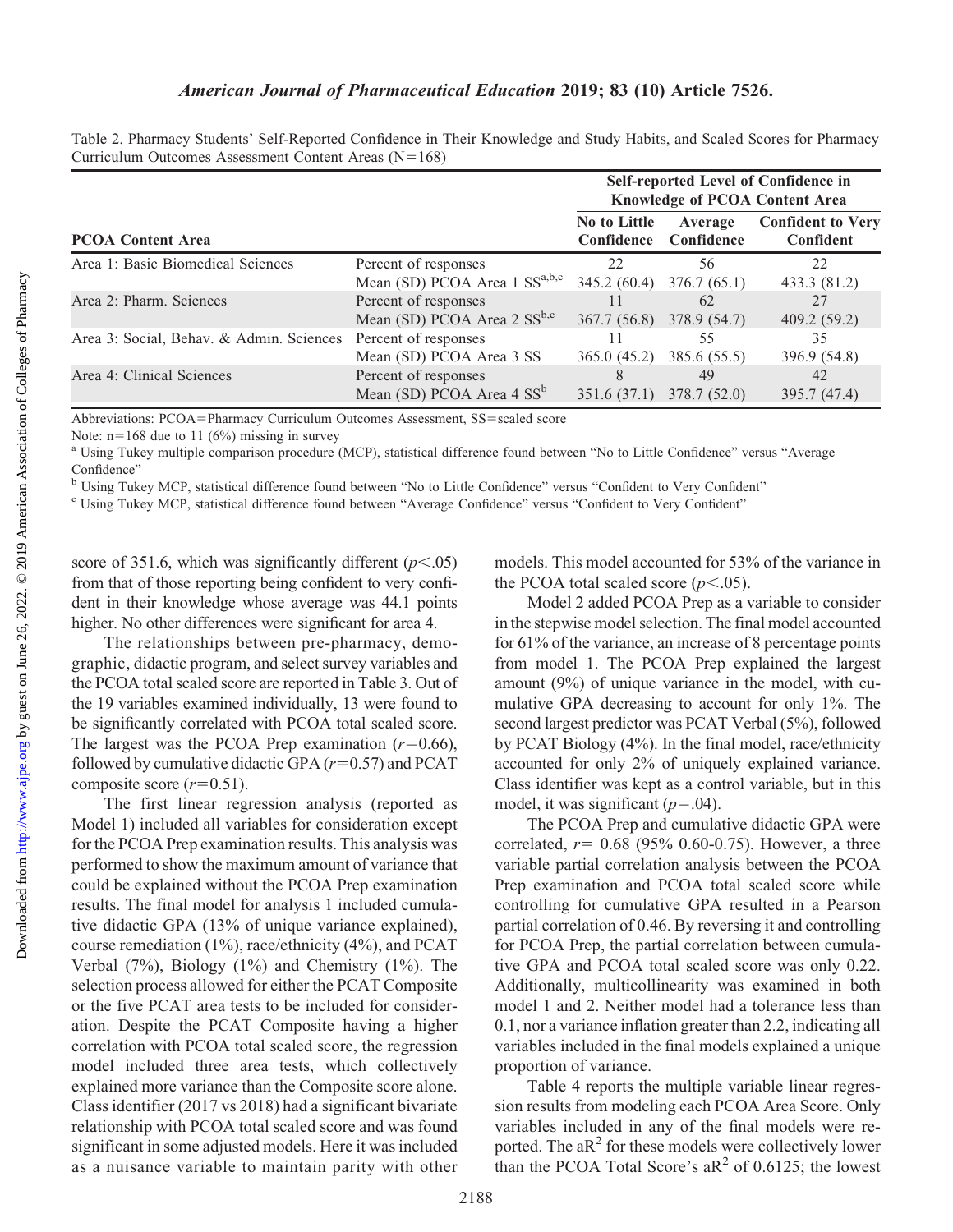Table 2. Pharmacy Students' Self-Reported Confidence in Their Knowledge and Study Habits, and Scaled Scores for Pharmacy Curriculum Outcomes Assessment Content Areas (N=168)

| PCOA Content Area | | Self-reported Level of Confidence in Knowledge of PCOA Content Area | | |
|---|---|---|---|---|
| | | No to Little Confidence | Average Confidence | Confident to Very Confident |
| Area 1: Basic Biomedical Sciences | Percent of responses | 22 | 56 | 22 |
| | Mean (SD) PCOA Area 1 SS[a,b,c] | 345.2 (60.4) | 376.7 (65.1) | 433.3 (81.2) |
| Area 2: Pharm. Sciences | Percent of responses | 11 | 62 | 27 |
| | Mean (SD) PCOA Area 2 SS[b,c] | 367.7 (56.8) | 378.9 (54.7) | 409.2 (59.2) |
| Area 3: Social, Behav. & Admin. Sciences | Percent of responses | 11 | 55 | 35 |
| | Mean (SD) PCOA Area 3 SS | 365.0 (45.2) | 385.6 (55.5) | 396.9 (54.8) |
| Area 4: Clinical Sciences | Percent of responses | 8 | 49 | 42 |
| | Mean (SD) PCOA Area 4 SS[b] | 351.6 (37.1) | 378.7 (52.0) | 395.7 (47.4) |

Abbreviations: PCOA=Pharmacy Curriculum Outcomes Assessment, SS=scaled score

Note: n=168 due to 11 (6%) missing in survey

[a] Using Tukey multiple comparison procedure (MCP), statistical difference found between "No to Little Confidence" versus "Average Confidence"

[b] Using Tukey MCP, statistical difference found between "No to Little Confidence" versus "Confident to Very Confident"

[c] Using Tukey MCP, statistical difference found between "Average Confidence" versus "Confident to Very Confident"

score of 351.6, which was significantly different ($p<.05$) from that of those reporting being confident to very confident in their knowledge whose average was 44.1 points higher. No other differences were significant for area 4.

The relationships between pre-pharmacy, demographic, didactic program, and select survey variables and the PCOA total scaled score are reported in Table 3. Out of the 19 variables examined individually, 13 were found to be significantly correlated with PCOA total scaled score. The largest was the PCOA Prep examination ($r=0.66$), followed by cumulative didactic GPA ($r=0.57$) and PCAT composite score ($r=0.51$).

The first linear regression analysis (reported as Model 1) included all variables for consideration except for the PCOA Prep examination results. This analysis was performed to show the maximum amount of variance that could be explained without the PCOA Prep examination results. The final model for analysis 1 included cumulative didactic GPA (13% of unique variance explained), course remediation (1%), race/ethnicity (4%), and PCAT Verbal (7%), Biology (1%) and Chemistry (1%). The selection process allowed for either the PCAT Composite or the five PCAT area tests to be included for consideration. Despite the PCAT Composite having a higher correlation with PCOA total scaled score, the regression model included three area tests, which collectively explained more variance than the Composite score alone. Class identifier (2017 vs 2018) had a significant bivariate relationship with PCOA total scaled score and was found significant in some adjusted models. Here it was included as a nuisance variable to maintain parity with other models. This model accounted for 53% of the variance in the PCOA total scaled score ($p<.05$).

Model 2 added PCOA Prep as a variable to consider in the stepwise model selection. The final model accounted for 61% of the variance, an increase of 8 percentage points from model 1. The PCOA Prep explained the largest amount (9%) of unique variance in the model, with cumulative GPA decreasing to account for only 1%. The second largest predictor was PCAT Verbal (5%), followed by PCAT Biology (4%). In the final model, race/ethnicity accounted for only 2% of uniquely explained variance. Class identifier was kept as a control variable, but in this model, it was significant ($p=.04$).

The PCOA Prep and cumulative didactic GPA were correlated, $r=0.68$ (95% 0.60-0.75). However, a three variable partial correlation analysis between the PCOA Prep examination and PCOA total scaled score while controlling for cumulative GPA resulted in a Pearson partial correlation of 0.46. By reversing it and controlling for PCOA Prep, the partial correlation between cumulative GPA and PCOA total scaled score was only 0.22. Additionally, multicollinearity was examined in both model 1 and 2. Neither model had a tolerance less than 0.1, nor a variance inflation greater than 2.2, indicating all variables included in the final models explained a unique proportion of variance.

Table 4 reports the multiple variable linear regression results from modeling each PCOA Area Score. Only variables included in any of the final models were reported. The $aR^2$ for these models were collectively lower than the PCOA Total Score's $aR^2$ of 0.6125; the lowest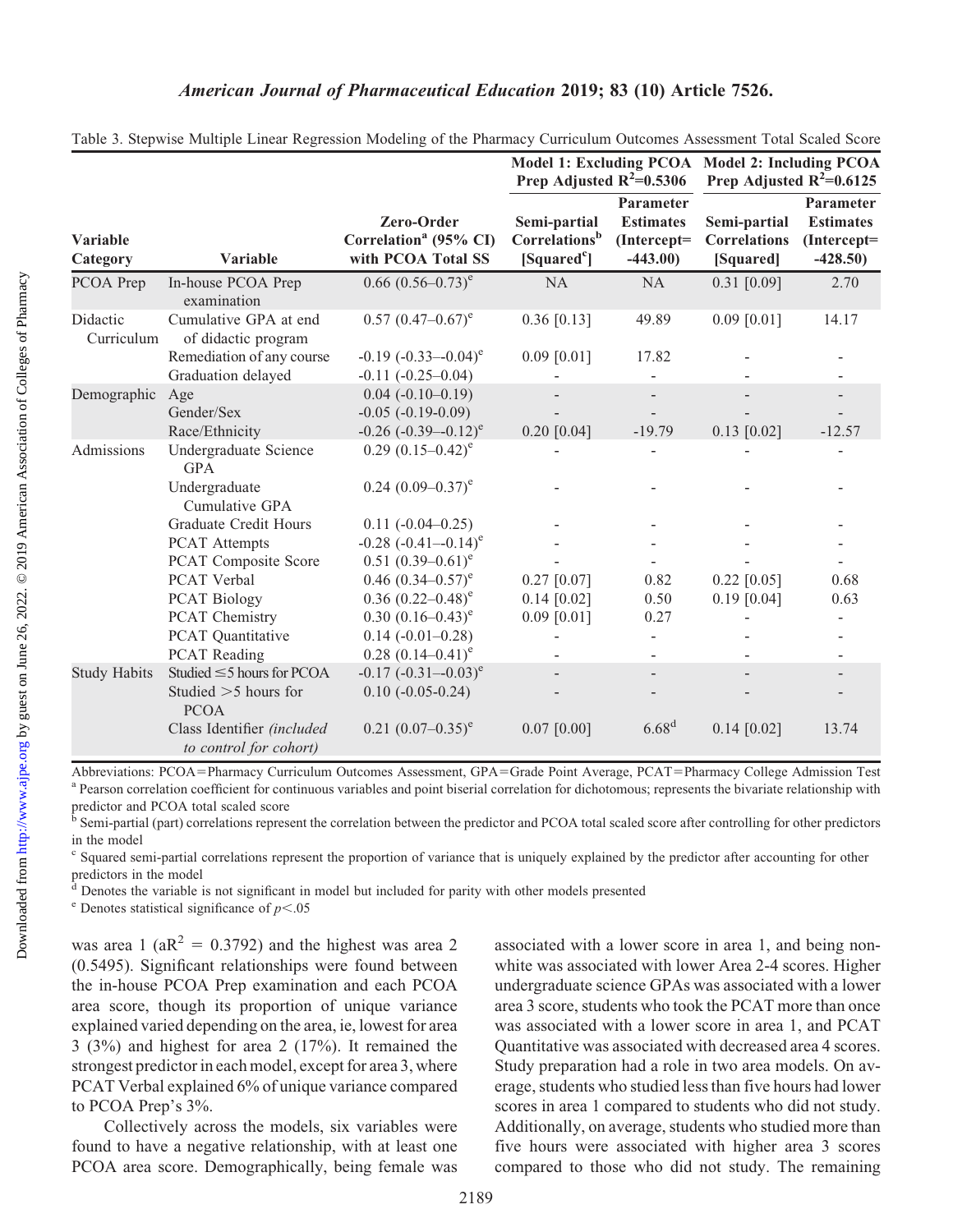Table 3. Stepwise Multiple Linear Regression Modeling of the Pharmacy Curriculum Outcomes Assessment Total Scaled Score

| | | | Model 1: Excluding PCOA Prep Adjusted $R^2$=0.5306 | | Model 2: Including PCOA Prep Adjusted $R^2$=0.6125 | |
|---|---|---|---|---|---|---|
| Variable Category | Variable | Zero-Order Correlation[a] (95% CI) with PCOA Total SS | Semi-partial Correlations[b] [Squared[c]] | Parameter Estimates (Intercept= -443.00) | Semi-partial Correlations [Squared] | Parameter Estimates (Intercept= -428.50) |
| PCOA Prep | In-house PCOA Prep examination | 0.66 (0.56–0.73)[e] | NA | NA | 0.31 [0.09] | 2.70 |
| Didactic Curriculum | Cumulative GPA at end of didactic program | 0.57 (0.47–0.67)[e] | 0.36 [0.13] | 49.89 | 0.09 [0.01] | 14.17 |
| | Remediation of any course | -0.19 (-0.33–-0.04)[e] | 0.09 [0.01] | 17.82 | - | - |
| | Graduation delayed | -0.11 (-0.25–0.04) | - | - | - | - |
| Demographic | Age | 0.04 (-0.10–0.19) | - | - | - | - |
| | Gender/Sex | -0.05 (-0.19-0.09) | - | - | - | - |
| | Race/Ethnicity | -0.26 (-0.39–-0.12)[e] | 0.20 [0.04] | -19.79 | 0.13 [0.02] | -12.57 |
| Admissions | Undergraduate Science GPA | 0.29 (0.15–0.42)[e] | - | - | - | - |
| | Undergraduate Cumulative GPA | 0.24 (0.09–0.37)[e] | - | - | - | - |
| | Graduate Credit Hours | 0.11 (-0.04–0.25) | - | - | - | - |
| | PCAT Attempts | -0.28 (-0.41–-0.14)[e] | - | - | - | - |
| | PCAT Composite Score | 0.51 (0.39–0.61)[e] | - | - | - | - |
| | PCAT Verbal | 0.46 (0.34–0.57)[e] | 0.27 [0.07] | 0.82 | 0.22 [0.05] | 0.68 |
| | PCAT Biology | 0.36 (0.22–0.48)[e] | 0.14 [0.02] | 0.50 | 0.19 [0.04] | 0.63 |
| | PCAT Chemistry | 0.30 (0.16–0.43)[e] | 0.09 [0.01] | 0.27 | - | - |
| | PCAT Quantitative | 0.14 (-0.01–0.28) | - | - | - | - |
| | PCAT Reading | 0.28 (0.14–0.41)[e] | - | - | - | - |
| Study Habits | Studied ≤5 hours for PCOA | -0.17 (-0.31–-0.03)[e] | - | - | - | - |
| | Studied >5 hours for PCOA | 0.10 (-0.05-0.24) | - | - | - | - |
| | Class Identifier *(included to control for cohort)* | 0.21 (0.07–0.35)[e] | 0.07 [0.00] | 6.68[d] | 0.14 [0.02] | 13.74 |

Abbreviations: PCOA=Pharmacy Curriculum Outcomes Assessment, GPA=Grade Point Average, PCAT=Pharmacy College Admission Test

[a] Pearson correlation coefficient for continuous variables and point biserial correlation for dichotomous; represents the bivariate relationship with predictor and PCOA total scaled score

[b] Semi-partial (part) correlations represent the correlation between the predictor and PCOA total scaled score after controlling for other predictors in the model

[c] Squared semi-partial correlations represent the proportion of variance that is uniquely explained by the predictor after accounting for other predictors in the model

[d] Denotes the variable is not significant in model but included for parity with other models presented

[e] Denotes statistical significance of $p<.05$

was area 1 ($aR^2$ = 0.3792) and the highest was area 2 (0.5495). Significant relationships were found between the in-house PCOA Prep examination and each PCOA area score, though its proportion of unique variance explained varied depending on the area, ie, lowest for area 3 (3%) and highest for area 2 (17%). It remained the strongest predictor in each model, except for area 3, where PCAT Verbal explained 6% of unique variance compared to PCOA Prep's 3%.

Collectively across the models, six variables were found to have a negative relationship, with at least one PCOA area score. Demographically, being female was associated with a lower score in area 1, and being non-white was associated with lower Area 2-4 scores. Higher undergraduate science GPAs was associated with a lower area 3 score, students who took the PCAT more than once was associated with a lower score in area 1, and PCAT Quantitative was associated with decreased area 4 scores. Study preparation had a role in two area models. On average, students who studied less than five hours had lower scores in area 1 compared to students who did not study. Additionally, on average, students who studied more than five hours were associated with higher area 3 scores compared to those who did not study. The remaining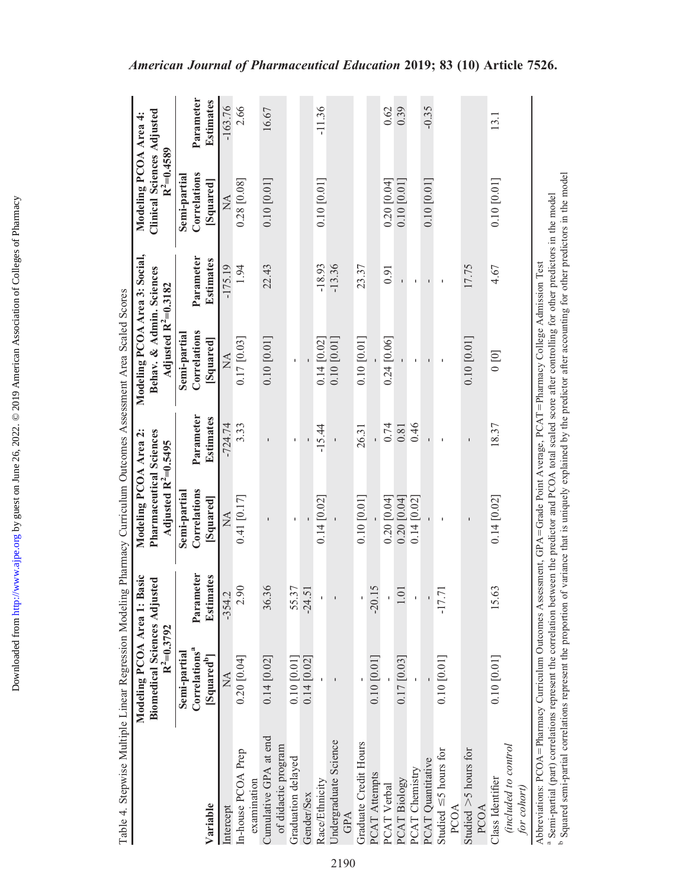Table 4. Stepwise Multiple Linear Regression Modeling Pharmacy Curriculum Outcomes Assessment Area Scaled Scores

| Variable | Modeling PCOA Area 1: Basic Biomedical Sciences Adjusted $R^2$=0.3792 | | Modeling PCOA Area 2: Pharmaceutical Sciences Adjusted $R^2$=0.5495 | | Modeling PCOA Area 3: Social, Behav. & Admin. Sciences Adjusted $R^2$=0.3182 | | Modeling PCOA Area 4: Clinical Sciences Adjusted $R^2$=0.4589 | |
|---|---|---|---|---|---|---|---|---|
| | Semi-partial Correlations[a] [Squared[b]] | Parameter Estimates | Semi-partial Correlations [Squared] | Parameter Estimates | Semi-partial Correlations [Squared] | Parameter Estimates | Semi-partial Correlations [Squared] | Parameter Estimates |
| Intercept | NA | -354.2 | NA | -724.74 | NA | -175.19 | NA | -163.76 |
| In-house PCOA Prep examination | 0.20 [0.04] | 2.90 | 0.41 [0.17] | 3.33 | 0.17 [0.03] | 1.94 | 0.28 [0.08] | 2.66 |
| Cumulative GPA at end of didactic program | 0.14 [0.02] | 36.36 | - | - | 0.10 [0.01] | 22.43 | 0.10 [0.01] | 16.67 |
| Graduation delayed | 0.10 [0.01] | 55.37 | - | - | - | - | | |
| Gender/Sex | 0.14 [0.02] | -24.51 | - | - | - | - | | |
| Race/Ethnicity | - | - | 0.14 [0.02] | -15.44 | 0.14 [0.02] | -18.93 | 0.10 [0.01] | -11.36 |
| Undergraduate Science GPA | - | - | - | - | 0.10 [0.01] | -13.36 | | |
| Graduate Credit Hours | - | - | 0.10 [0.01] | 26.31 | 0.10 [0.01] | 23.37 | | |
| PCAT Attempts | 0.10 [0.01] | -20.15 | - | - | - | - | | |
| PCAT Verbal | - | - | 0.20 [0.04] | 0.74 | 0.24 [0.06] | 0.91 | 0.20 [0.04] | 0.62 |
| PCAT Biology | 0.17 [0.03] | 1.01 | 0.20 [0.04] | 0.81 | - | - | 0.10 [0.01] | 0.39 |
| PCAT Chemistry | - | - | 0.14 [0.02] | 0.46 | - | - | | |
| PCAT Quantitative | - | - | - | - | - | - | 0.10 [0.01] | -0.35 |
| Studied ≤5 hours for PCOA | 0.10 [0.01] | -17.71 | - | - | - | - | | |
| Studied >5 hours for PCOA | | | - | - | 0.10 [0.01] | 17.75 | | |
| Class Identifier *(included to control for cohort)* | 0.10 [0.01] | 15.63 | 0.14 [0.02] | 18.37 | 0 [0] | 4.67 | 0.10 [0.01] | 13.1 |

Abbreviations: PCOA=Pharmacy Curriculum Outcomes Assessment, GPA=Grade Point Average, PCAT=Pharmacy College Admission Test

[a] Semi-partial (part) correlations represent the correlation between the predictor and PCOA total scaled score after controlling for other predictors in the model

[b] Squared semi-partial correlations represent the proportion of variance that is uniquely explained by the predictor after accounting for other predictors in the model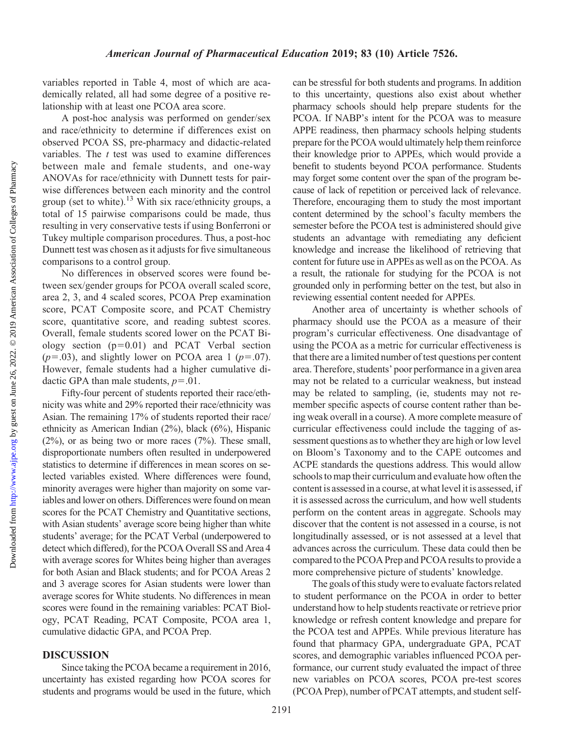variables reported in Table 4, most of which are academically related, all had some degree of a positive relationship with at least one PCOA area score.

A post-hoc analysis was performed on gender/sex and race/ethnicity to determine if differences exist on observed PCOA SS, pre-pharmacy and didactic-related variables. The *t* test was used to examine differences between male and female students, and one-way ANOVAs for race/ethnicity with Dunnett tests for pairwise differences between each minority and the control group (set to white).[13] With six race/ethnicity groups, a total of 15 pairwise comparisons could be made, thus resulting in very conservative tests if using Bonferroni or Tukey multiple comparison procedures. Thus, a post-hoc Dunnett test was chosen as it adjusts for five simultaneous comparisons to a control group.

No differences in observed scores were found between sex/gender groups for PCOA overall scaled score, area 2, 3, and 4 scaled scores, PCOA Prep examination score, PCAT Composite score, and PCAT Chemistry score, quantitative score, and reading subtest scores. Overall, female students scored lower on the PCAT Biology section ($p=0.01$) and PCAT Verbal section ($p=.03$), and slightly lower on PCOA area 1 ($p=.07$). However, female students had a higher cumulative didactic GPA than male students, $p=.01$.

Fifty-four percent of students reported their race/ethnicity was white and 29% reported their race/ethnicity was Asian. The remaining 17% of students reported their race/ethnicity as American Indian (2%), black (6%), Hispanic (2%), or as being two or more races (7%). These small, disproportionate numbers often resulted in underpowered statistics to determine if differences in mean scores on selected variables existed. Where differences were found, minority averages were higher than majority on some variables and lower on others. Differences were found on mean scores for the PCAT Chemistry and Quantitative sections, with Asian students' average score being higher than white students' average; for the PCAT Verbal (underpowered to detect which differed), for the PCOA Overall SS and Area 4 with average scores for Whites being higher than averages for both Asian and Black students; and for PCOA Areas 2 and 3 average scores for Asian students were lower than average scores for White students. No differences in mean scores were found in the remaining variables: PCAT Biology, PCAT Reading, PCAT Composite, PCOA area 1, cumulative didactic GPA, and PCOA Prep.

## DISCUSSION

Since taking the PCOA became a requirement in 2016, uncertainty has existed regarding how PCOA scores for students and programs would be used in the future, which can be stressful for both students and programs. In addition to this uncertainty, questions also exist about whether pharmacy schools should help prepare students for the PCOA. If NABP's intent for the PCOA was to measure APPE readiness, then pharmacy schools helping students prepare for the PCOA would ultimately help them reinforce their knowledge prior to APPEs, which would provide a benefit to students beyond PCOA performance. Students may forget some content over the span of the program because of lack of repetition or perceived lack of relevance. Therefore, encouraging them to study the most important content determined by the school's faculty members the semester before the PCOA test is administered should give students an advantage with remediating any deficient knowledge and increase the likelihood of retrieving that content for future use in APPEs as well as on the PCOA. As a result, the rationale for studying for the PCOA is not grounded only in performing better on the test, but also in reviewing essential content needed for APPEs.

Another area of uncertainty is whether schools of pharmacy should use the PCOA as a measure of their program's curricular effectiveness. One disadvantage of using the PCOA as a metric for curricular effectiveness is that there are a limited number of test questions per content area. Therefore, students' poor performance in a given area may not be related to a curricular weakness, but instead may be related to sampling, (ie, students may not remember specific aspects of course content rather than being weak overall in a course). A more complete measure of curricular effectiveness could include the tagging of assessment questions as to whether they are high or low level on Bloom's Taxonomy and to the CAPE outcomes and ACPE standards the questions address. This would allow schools to map their curriculum and evaluate how often the content is assessed in a course, at what level it is assessed, if it is assessed across the curriculum, and how well students perform on the content areas in aggregate. Schools may discover that the content is not assessed in a course, is not longitudinally assessed, or is not assessed at a level that advances across the curriculum. These data could then be compared to the PCOA Prep and PCOA results to provide a more comprehensive picture of students' knowledge.

The goals of this study were to evaluate factors related to student performance on the PCOA in order to better understand how to help students reactivate or retrieve prior knowledge or refresh content knowledge and prepare for the PCOA test and APPEs. While previous literature has found that pharmacy GPA, undergraduate GPA, PCAT scores, and demographic variables influenced PCOA performance, our current study evaluated the impact of three new variables on PCOA scores, PCOA pre-test scores (PCOA Prep), number of PCAT attempts, and student self-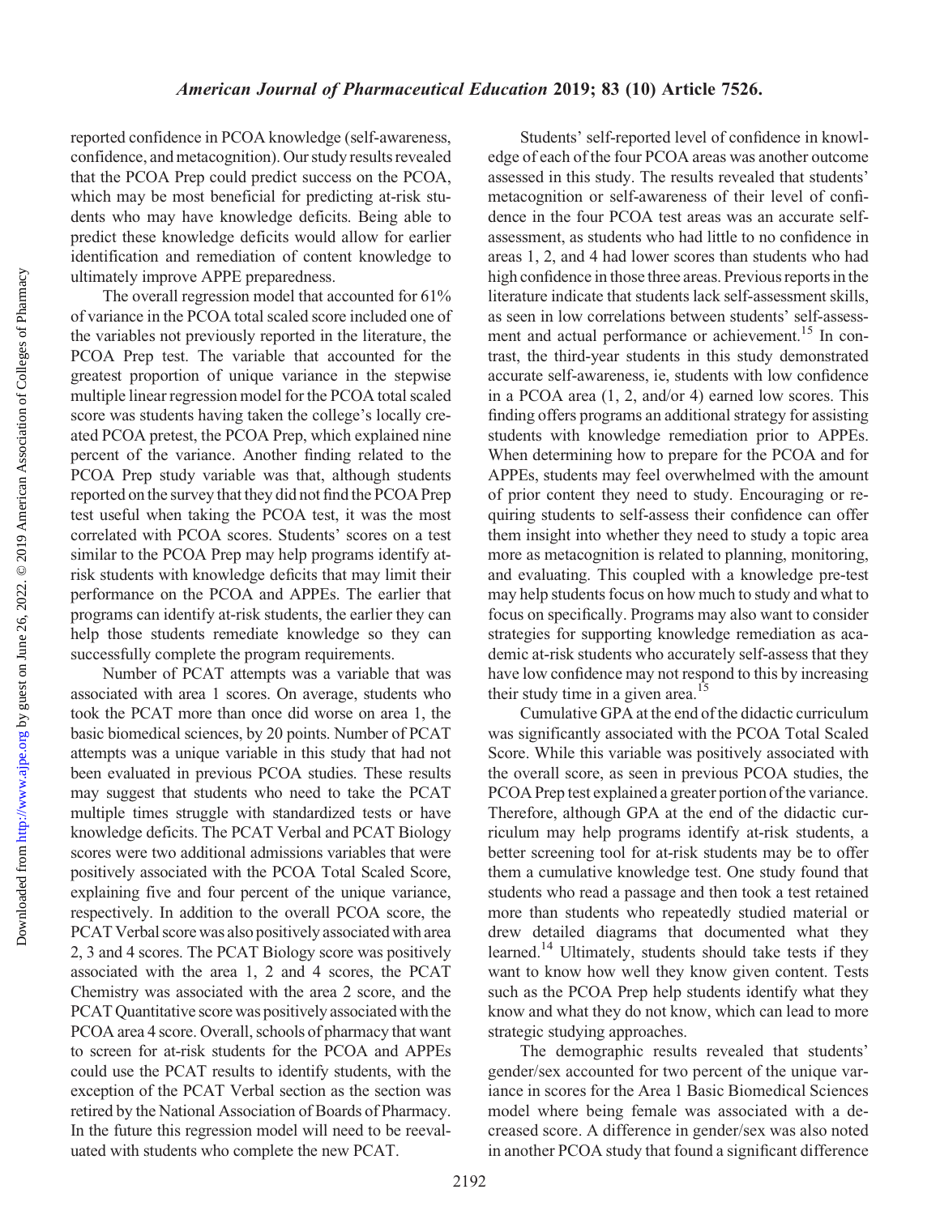reported confidence in PCOA knowledge (self-awareness, confidence, and metacognition). Our study results revealed that the PCOA Prep could predict success on the PCOA, which may be most beneficial for predicting at-risk students who may have knowledge deficits. Being able to predict these knowledge deficits would allow for earlier identification and remediation of content knowledge to ultimately improve APPE preparedness.

The overall regression model that accounted for 61% of variance in the PCOA total scaled score included one of the variables not previously reported in the literature, the PCOA Prep test. The variable that accounted for the greatest proportion of unique variance in the stepwise multiple linear regression model for the PCOA total scaled score was students having taken the college's locally created PCOA pretest, the PCOA Prep, which explained nine percent of the variance. Another finding related to the PCOA Prep study variable was that, although students reported on the survey that they did not find the PCOA Prep test useful when taking the PCOA test, it was the most correlated with PCOA scores. Students' scores on a test similar to the PCOA Prep may help programs identify at-risk students with knowledge deficits that may limit their performance on the PCOA and APPEs. The earlier that programs can identify at-risk students, the earlier they can help those students remediate knowledge so they can successfully complete the program requirements.

Number of PCAT attempts was a variable that was associated with area 1 scores. On average, students who took the PCAT more than once did worse on area 1, the basic biomedical sciences, by 20 points. Number of PCAT attempts was a unique variable in this study that had not been evaluated in previous PCOA studies. These results may suggest that students who need to take the PCAT multiple times struggle with standardized tests or have knowledge deficits. The PCAT Verbal and PCAT Biology scores were two additional admissions variables that were positively associated with the PCOA Total Scaled Score, explaining five and four percent of the unique variance, respectively. In addition to the overall PCOA score, the PCAT Verbal score was also positively associated with area 2, 3 and 4 scores. The PCAT Biology score was positively associated with the area 1, 2 and 4 scores, the PCAT Chemistry was associated with the area 2 score, and the PCAT Quantitative score was positively associated with the PCOA area 4 score. Overall, schools of pharmacy that want to screen for at-risk students for the PCOA and APPEs could use the PCAT results to identify students, with the exception of the PCAT Verbal section as the section was retired by the National Association of Boards of Pharmacy. In the future this regression model will need to be reevaluated with students who complete the new PCAT.

Students' self-reported level of confidence in knowledge of each of the four PCOA areas was another outcome assessed in this study. The results revealed that students' metacognition or self-awareness of their level of confidence in the four PCOA test areas was an accurate self-assessment, as students who had little to no confidence in areas 1, 2, and 4 had lower scores than students who had high confidence in those three areas. Previous reports in the literature indicate that students lack self-assessment skills, as seen in low correlations between students' self-assessment and actual performance or achievement.[15] In contrast, the third-year students in this study demonstrated accurate self-awareness, ie, students with low confidence in a PCOA area (1, 2, and/or 4) earned low scores. This finding offers programs an additional strategy for assisting students with knowledge remediation prior to APPEs. When determining how to prepare for the PCOA and for APPEs, students may feel overwhelmed with the amount of prior content they need to study. Encouraging or requiring students to self-assess their confidence can offer them insight into whether they need to study a topic area more as metacognition is related to planning, monitoring, and evaluating. This coupled with a knowledge pre-test may help students focus on how much to study and what to focus on specifically. Programs may also want to consider strategies for supporting knowledge remediation as academic at-risk students who accurately self-assess that they have low confidence may not respond to this by increasing their study time in a given area.[15]

Cumulative GPA at the end of the didactic curriculum was significantly associated with the PCOA Total Scaled Score. While this variable was positively associated with the overall score, as seen in previous PCOA studies, the PCOA Prep test explained a greater portion of the variance. Therefore, although GPA at the end of the didactic curriculum may help programs identify at-risk students, a better screening tool for at-risk students may be to offer them a cumulative knowledge test. One study found that students who read a passage and then took a test retained more than students who repeatedly studied material or drew detailed diagrams that documented what they learned.[14] Ultimately, students should take tests if they want to know how well they know given content. Tests such as the PCOA Prep help students identify what they know and what they do not know, which can lead to more strategic studying approaches.

The demographic results revealed that students' gender/sex accounted for two percent of the unique variance in scores for the Area 1 Basic Biomedical Sciences model where being female was associated with a decreased score. A difference in gender/sex was also noted in another PCOA study that found a significant difference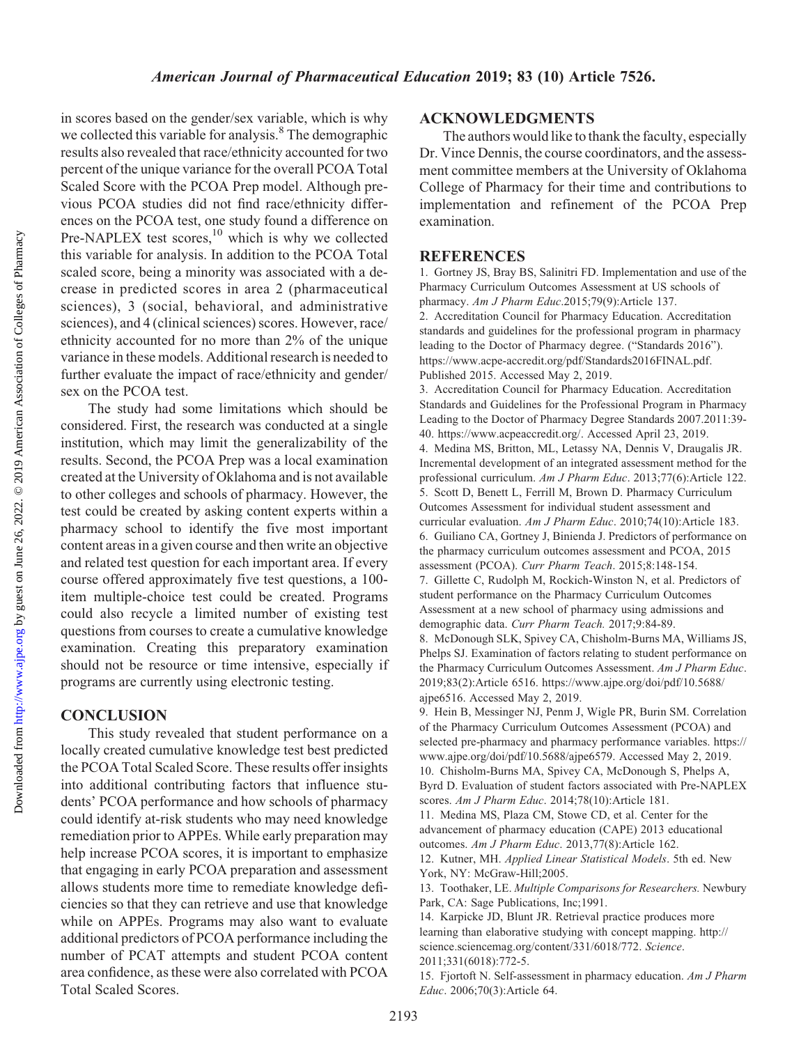in scores based on the gender/sex variable, which is why we collected this variable for analysis.[8] The demographic results also revealed that race/ethnicity accounted for two percent of the unique variance for the overall PCOA Total Scaled Score with the PCOA Prep model. Although previous PCOA studies did not find race/ethnicity differences on the PCOA test, one study found a difference on Pre-NAPLEX test scores,[10] which is why we collected this variable for analysis. In addition to the PCOA Total scaled score, being a minority was associated with a decrease in predicted scores in area 2 (pharmaceutical sciences), 3 (social, behavioral, and administrative sciences), and 4 (clinical sciences) scores. However, race/ethnicity accounted for no more than 2% of the unique variance in these models. Additional research is needed to further evaluate the impact of race/ethnicity and gender/sex on the PCOA test.

The study had some limitations which should be considered. First, the research was conducted at a single institution, which may limit the generalizability of the results. Second, the PCOA Prep was a local examination created at the University of Oklahoma and is not available to other colleges and schools of pharmacy. However, the test could be created by asking content experts within a pharmacy school to identify the five most important content areas in a given course and then write an objective and related test question for each important area. If every course offered approximately five test questions, a 100-item multiple-choice test could be created. Programs could also recycle a limited number of existing test questions from courses to create a cumulative knowledge examination. Creating this preparatory examination should not be resource or time intensive, especially if programs are currently using electronic testing.

## CONCLUSION

This study revealed that student performance on a locally created cumulative knowledge test best predicted the PCOA Total Scaled Score. These results offer insights into additional contributing factors that influence students' PCOA performance and how schools of pharmacy could identify at-risk students who may need knowledge remediation prior to APPEs. While early preparation may help increase PCOA scores, it is important to emphasize that engaging in early PCOA preparation and assessment allows students more time to remediate knowledge deficiencies so that they can retrieve and use that knowledge while on APPEs. Programs may also want to evaluate additional predictors of PCOA performance including the number of PCAT attempts and student PCOA content area confidence, as these were also correlated with PCOA Total Scaled Scores.

## ACKNOWLEDGMENTS

The authors would like to thank the faculty, especially Dr. Vince Dennis, the course coordinators, and the assessment committee members at the University of Oklahoma College of Pharmacy for their time and contributions to implementation and refinement of the PCOA Prep examination.

## REFERENCES

1. Gortney JS, Bray BS, Salinitri FD. Implementation and use of the Pharmacy Curriculum Outcomes Assessment at US schools of pharmacy. *Am J Pharm Educ*.2015;79(9):Article 137.
2. Accreditation Council for Pharmacy Education. Accreditation standards and guidelines for the professional program in pharmacy leading to the Doctor of Pharmacy degree. ("Standards 2016"). https://www.acpe-accredit.org/pdf/Standards2016FINAL.pdf. Published 2015. Accessed May 2, 2019.
3. Accreditation Council for Pharmacy Education. Accreditation Standards and Guidelines for the Professional Program in Pharmacy Leading to the Doctor of Pharmacy Degree Standards 2007.2011:39-40. https://www.acpeaccredit.org/. Accessed April 23, 2019.
4. Medina MS, Britton, ML, Letassy NA, Dennis V, Draugalis JR. Incremental development of an integrated assessment method for the professional curriculum. *Am J Pharm Educ*. 2013;77(6):Article 122.
5. Scott D, Benett L, Ferrill M, Brown D. Pharmacy Curriculum Outcomes Assessment for individual student assessment and curricular evaluation. *Am J Pharm Educ*. 2010;74(10):Article 183.
6. Guiliano CA, Gortney J, Binienda J. Predictors of performance on the pharmacy curriculum outcomes assessment and PCOA, 2015 assessment (PCOA). *Curr Pharm Teach*. 2015;8:148-154.
7. Gillette C, Rudolph M, Rockich-Winston N, et al. Predictors of student performance on the Pharmacy Curriculum Outcomes Assessment at a new school of pharmacy using admissions and demographic data. *Curr Pharm Teach.* 2017;9:84-89.
8. McDonough SLK, Spivey CA, Chisholm-Burns MA, Williams JS, Phelps SJ. Examination of factors relating to student performance on the Pharmacy Curriculum Outcomes Assessment. *Am J Pharm Educ*. 2019;83(2):Article 6516. https://www.ajpe.org/doi/pdf/10.5688/ajpe6516. Accessed May 2, 2019.
9. Hein B, Messinger NJ, Penm J, Wigle PR, Burin SM. Correlation of the Pharmacy Curriculum Outcomes Assessment (PCOA) and selected pre-pharmacy and pharmacy performance variables. https://www.ajpe.org/doi/pdf/10.5688/ajpe6579. Accessed May 2, 2019.
10. Chisholm-Burns MA, Spivey CA, McDonough S, Phelps A, Byrd D. Evaluation of student factors associated with Pre-NAPLEX scores. *Am J Pharm Educ*. 2014;78(10):Article 181.
11. Medina MS, Plaza CM, Stowe CD, et al. Center for the advancement of pharmacy education (CAPE) 2013 educational outcomes. *Am J Pharm Educ*. 2013,77(8):Article 162.
12. Kutner, MH. *Applied Linear Statistical Models*. 5th ed. New York, NY: McGraw-Hill;2005.
13. Toothaker, LE. *Multiple Comparisons for Researchers.* Newbury Park, CA: Sage Publications, Inc;1991.
14. Karpicke JD, Blunt JR. Retrieval practice produces more learning than elaborative studying with concept mapping. http://science.sciencemag.org/content/331/6018/772. *Science*. 2011;331(6018):772-5.
15. Fjortoft N. Self-assessment in pharmacy education. *Am J Pharm Educ*. 2006;70(3):Article 64.